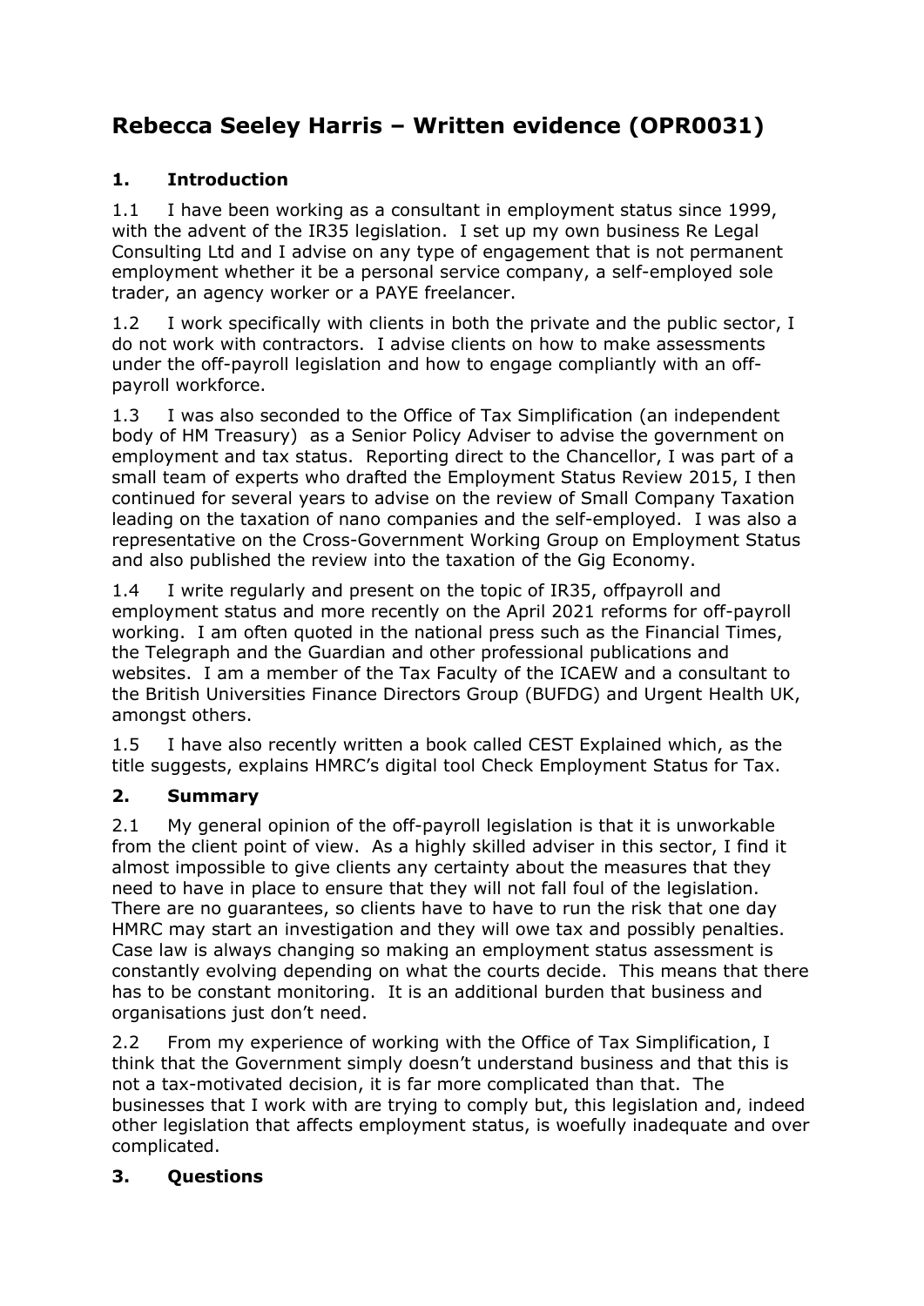# Rebecca Seeley Harris – Written evidence (OPR0031)

## 1. Introduction

1.1 I have been working as a consultant in employment status since 1999, with the advent of the IR35 legislation. I set up my own business Re Legal Consulting Ltd and I advise on any type of engagement that is not permanent employment whether it be a personal service company, a self-employed sole trader, an agency worker or a PAYE freelancer.

1.2 I work specifically with clients in both the private and the public sector, I do not work with contractors. I advise clients on how to make assessments under the off-payroll legislation and how to engage compliantly with an off-payroll workforce.

1.3 I was also seconded to the Office of Tax Simplification (an independent body of HM Treasury) as a Senior Policy Adviser to advise the government on employment and tax status. Reporting direct to the Chancellor, I was part of a small team of experts who drafted the Employment Status Review 2015, I then continued for several years to advise on the review of Small Company Taxation leading on the taxation of nano companies and the self-employed. I was also a representative on the Cross-Government Working Group on Employment Status and also published the review into the taxation of the Gig Economy.

1.4 I write regularly and present on the topic of IR35, offpayroll and employment status and more recently on the April 2021 reforms for off-payroll working. I am often quoted in the national press such as the Financial Times, the Telegraph and the Guardian and other professional publications and websites. I am a member of the Tax Faculty of the ICAEW and a consultant to the British Universities Finance Directors Group (BUFDG) and Urgent Health UK, amongst others.

1.5 I have also recently written a book called CEST Explained which, as the title suggests, explains HMRC's digital tool Check Employment Status for Tax.

## 2. Summary

2.1 My general opinion of the off-payroll legislation is that it is unworkable from the client point of view. As a highly skilled adviser in this sector, I find it almost impossible to give clients any certainty about the measures that they need to have in place to ensure that they will not fall foul of the legislation. There are no guarantees, so clients have to have to run the risk that one day HMRC may start an investigation and they will owe tax and possibly penalties. Case law is always changing so making an employment status assessment is constantly evolving depending on what the courts decide. This means that there has to be constant monitoring. It is an additional burden that business and organisations just don't need.

2.2 From my experience of working with the Office of Tax Simplification, I think that the Government simply doesn't understand business and that this is not a tax-motivated decision, it is far more complicated than that. The businesses that I work with are trying to comply but, this legislation and, indeed other legislation that affects employment status, is woefully inadequate and over complicated.

## 3. Questions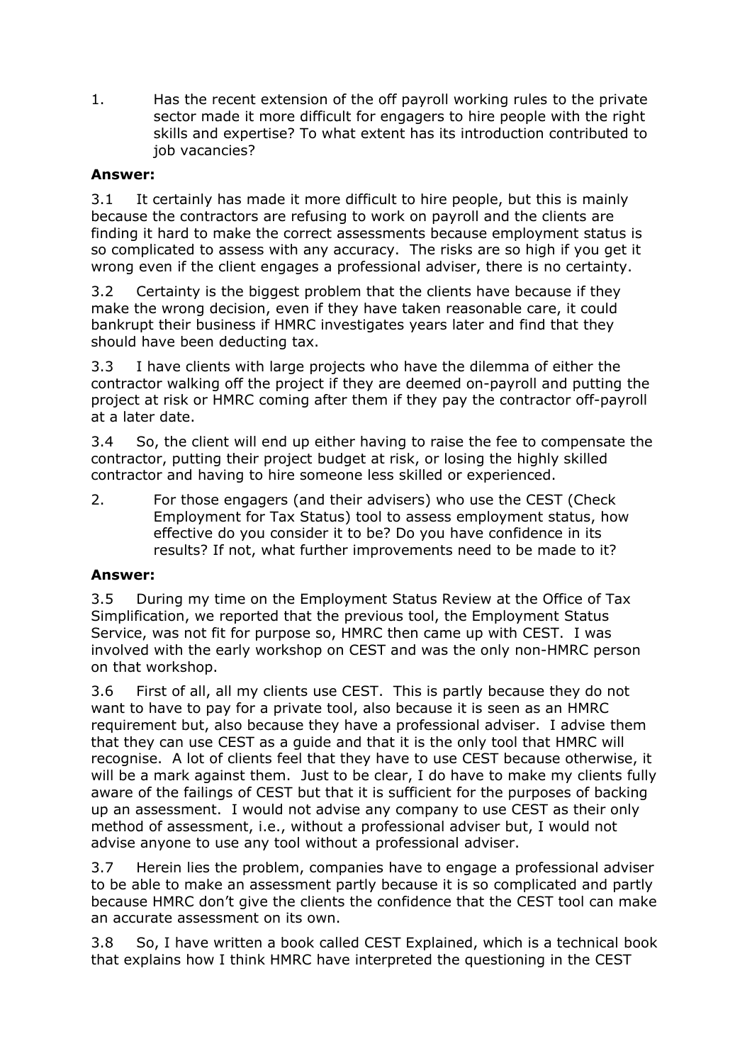1. Has the recent extension of the off payroll working rules to the private sector made it more difficult for engagers to hire people with the right skills and expertise? To what extent has its introduction contributed to job vacancies?

**Answer:**

3.1 It certainly has made it more difficult to hire people, but this is mainly because the contractors are refusing to work on payroll and the clients are finding it hard to make the correct assessments because employment status is so complicated to assess with any accuracy. The risks are so high if you get it wrong even if the client engages a professional adviser, there is no certainty.

3.2 Certainty is the biggest problem that the clients have because if they make the wrong decision, even if they have taken reasonable care, it could bankrupt their business if HMRC investigates years later and find that they should have been deducting tax.

3.3 I have clients with large projects who have the dilemma of either the contractor walking off the project if they are deemed on-payroll and putting the project at risk or HMRC coming after them if they pay the contractor off-payroll at a later date.

3.4 So, the client will end up either having to raise the fee to compensate the contractor, putting their project budget at risk, or losing the highly skilled contractor and having to hire someone less skilled or experienced.

2. For those engagers (and their advisers) who use the CEST (Check Employment for Tax Status) tool to assess employment status, how effective do you consider it to be? Do you have confidence in its results? If not, what further improvements need to be made to it?

**Answer:**

3.5 During my time on the Employment Status Review at the Office of Tax Simplification, we reported that the previous tool, the Employment Status Service, was not fit for purpose so, HMRC then came up with CEST. I was involved with the early workshop on CEST and was the only non-HMRC person on that workshop.

3.6 First of all, all my clients use CEST. This is partly because they do not want to have to pay for a private tool, also because it is seen as an HMRC requirement but, also because they have a professional adviser. I advise them that they can use CEST as a guide and that it is the only tool that HMRC will recognise. A lot of clients feel that they have to use CEST because otherwise, it will be a mark against them. Just to be clear, I do have to make my clients fully aware of the failings of CEST but that it is sufficient for the purposes of backing up an assessment. I would not advise any company to use CEST as their only method of assessment, i.e., without a professional adviser but, I would not advise anyone to use any tool without a professional adviser.

3.7 Herein lies the problem, companies have to engage a professional adviser to be able to make an assessment partly because it is so complicated and partly because HMRC don't give the clients the confidence that the CEST tool can make an accurate assessment on its own.

3.8 So, I have written a book called CEST Explained, which is a technical book that explains how I think HMRC have interpreted the questioning in the CEST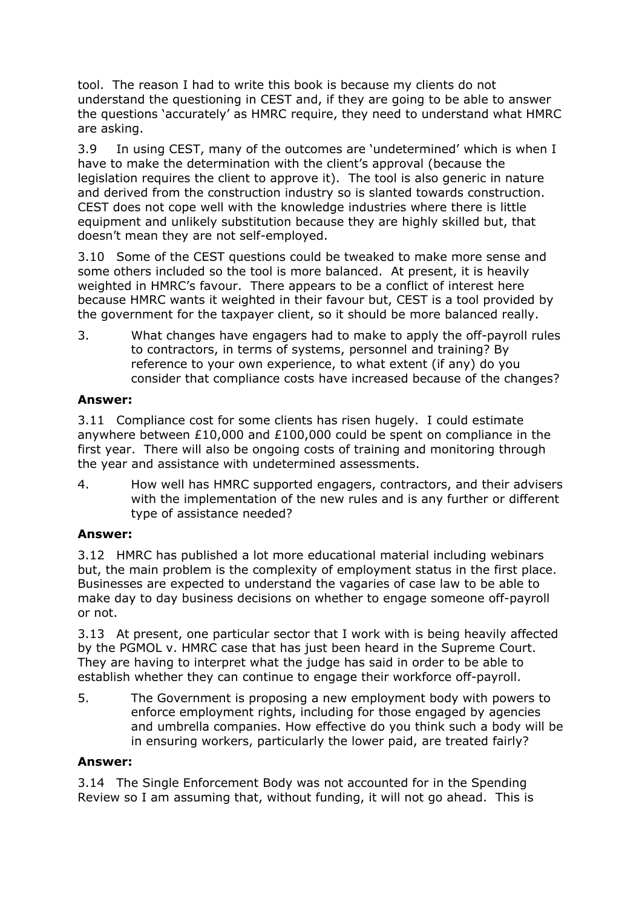tool. The reason I had to write this book is because my clients do not understand the questioning in CEST and, if they are going to be able to answer the questions 'accurately' as HMRC require, they need to understand what HMRC are asking.

3.9 In using CEST, many of the outcomes are 'undetermined' which is when I have to make the determination with the client's approval (because the legislation requires the client to approve it). The tool is also generic in nature and derived from the construction industry so is slanted towards construction. CEST does not cope well with the knowledge industries where there is little equipment and unlikely substitution because they are highly skilled but, that doesn't mean they are not self-employed.

3.10 Some of the CEST questions could be tweaked to make more sense and some others included so the tool is more balanced. At present, it is heavily weighted in HMRC's favour. There appears to be a conflict of interest here because HMRC wants it weighted in their favour but, CEST is a tool provided by the government for the taxpayer client, so it should be more balanced really.

3. What changes have engagers had to make to apply the off-payroll rules to contractors, in terms of systems, personnel and training? By reference to your own experience, to what extent (if any) do you consider that compliance costs have increased because of the changes?

**Answer:**

3.11 Compliance cost for some clients has risen hugely. I could estimate anywhere between £10,000 and £100,000 could be spent on compliance in the first year. There will also be ongoing costs of training and monitoring through the year and assistance with undetermined assessments.

4. How well has HMRC supported engagers, contractors, and their advisers with the implementation of the new rules and is any further or different type of assistance needed?

**Answer:**

3.12 HMRC has published a lot more educational material including webinars but, the main problem is the complexity of employment status in the first place. Businesses are expected to understand the vagaries of case law to be able to make day to day business decisions on whether to engage someone off-payroll or not.

3.13 At present, one particular sector that I work with is being heavily affected by the PGMOL v. HMRC case that has just been heard in the Supreme Court. They are having to interpret what the judge has said in order to be able to establish whether they can continue to engage their workforce off-payroll.

5. The Government is proposing a new employment body with powers to enforce employment rights, including for those engaged by agencies and umbrella companies. How effective do you think such a body will be in ensuring workers, particularly the lower paid, are treated fairly?

**Answer:**

3.14 The Single Enforcement Body was not accounted for in the Spending Review so I am assuming that, without funding, it will not go ahead. This is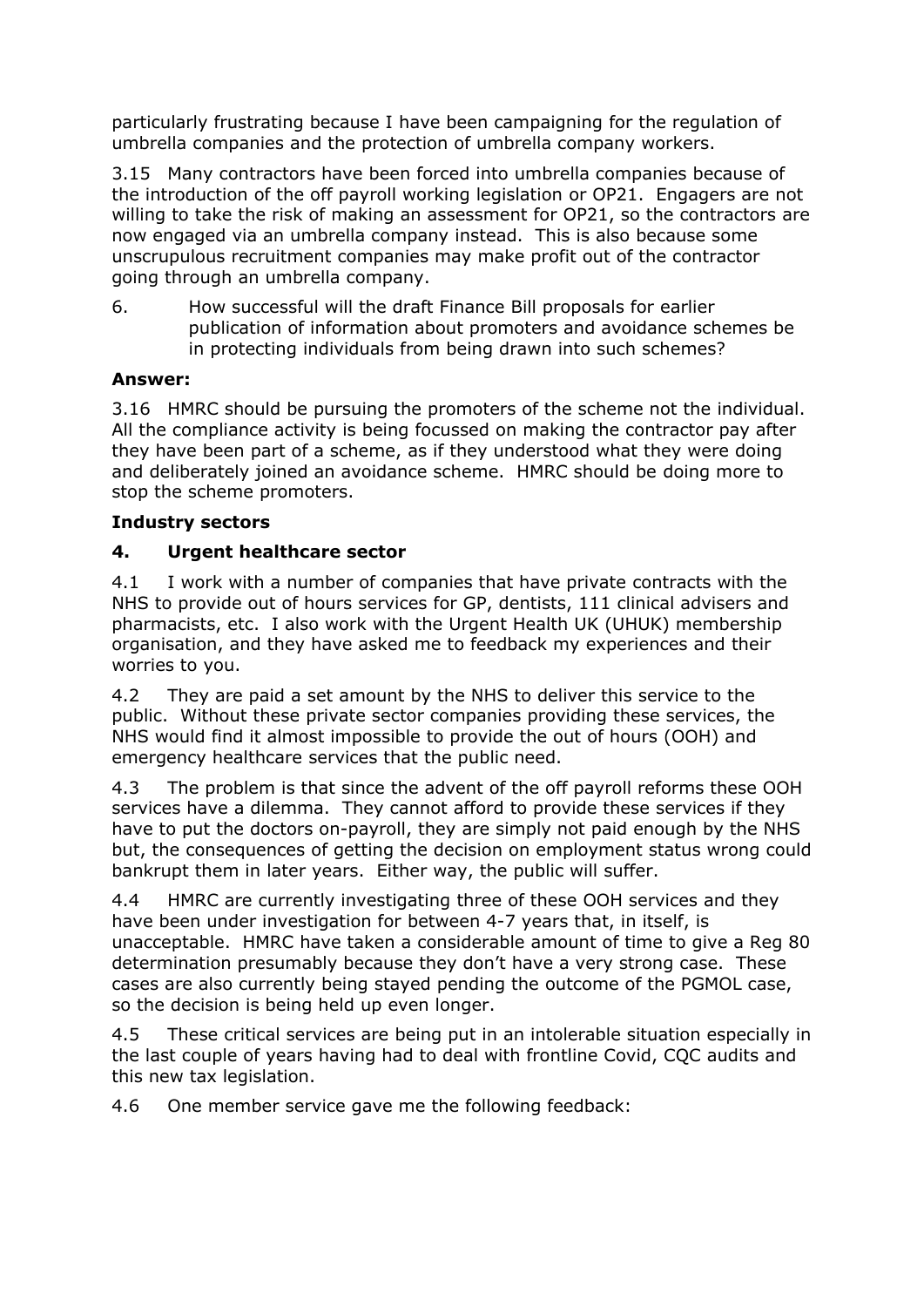particularly frustrating because I have been campaigning for the regulation of umbrella companies and the protection of umbrella company workers.

3.15 Many contractors have been forced into umbrella companies because of the introduction of the off payroll working legislation or OP21. Engagers are not willing to take the risk of making an assessment for OP21, so the contractors are now engaged via an umbrella company instead. This is also because some unscrupulous recruitment companies may make profit out of the contractor going through an umbrella company.

6. How successful will the draft Finance Bill proposals for earlier publication of information about promoters and avoidance schemes be in protecting individuals from being drawn into such schemes?

**Answer:**

3.16 HMRC should be pursuing the promoters of the scheme not the individual. All the compliance activity is being focussed on making the contractor pay after they have been part of a scheme, as if they understood what they were doing and deliberately joined an avoidance scheme. HMRC should be doing more to stop the scheme promoters.

**Industry sectors**

**4. Urgent healthcare sector**

4.1 I work with a number of companies that have private contracts with the NHS to provide out of hours services for GP, dentists, 111 clinical advisers and pharmacists, etc. I also work with the Urgent Health UK (UHUK) membership organisation, and they have asked me to feedback my experiences and their worries to you.

4.2 They are paid a set amount by the NHS to deliver this service to the public. Without these private sector companies providing these services, the NHS would find it almost impossible to provide the out of hours (OOH) and emergency healthcare services that the public need.

4.3 The problem is that since the advent of the off payroll reforms these OOH services have a dilemma. They cannot afford to provide these services if they have to put the doctors on-payroll, they are simply not paid enough by the NHS but, the consequences of getting the decision on employment status wrong could bankrupt them in later years. Either way, the public will suffer.

4.4 HMRC are currently investigating three of these OOH services and they have been under investigation for between 4-7 years that, in itself, is unacceptable. HMRC have taken a considerable amount of time to give a Reg 80 determination presumably because they don't have a very strong case. These cases are also currently being stayed pending the outcome of the PGMOL case, so the decision is being held up even longer.

4.5 These critical services are being put in an intolerable situation especially in the last couple of years having had to deal with frontline Covid, CQC audits and this new tax legislation.

4.6 One member service gave me the following feedback: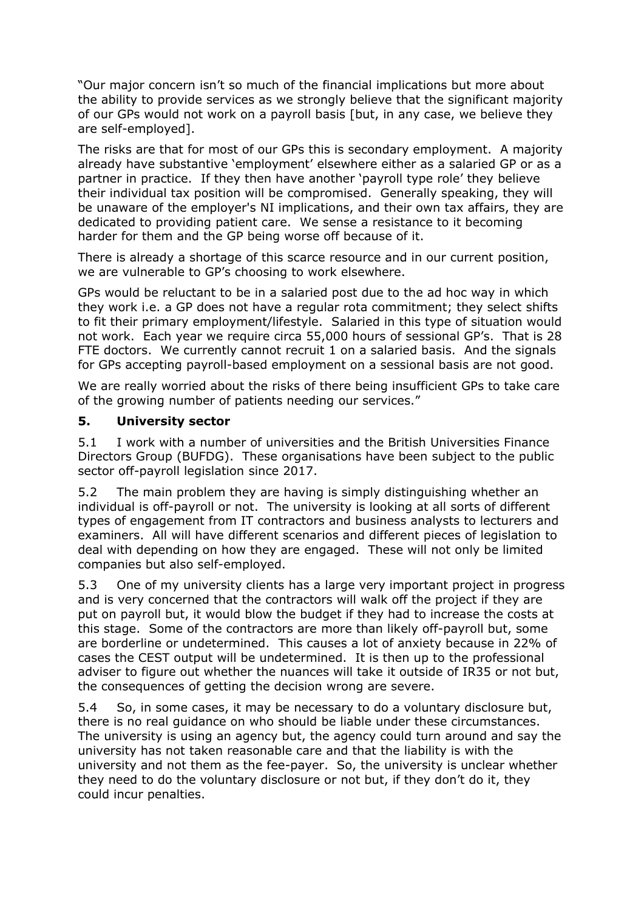"Our major concern isn't so much of the financial implications but more about the ability to provide services as we strongly believe that the significant majority of our GPs would not work on a payroll basis [but, in any case, we believe they are self-employed].

The risks are that for most of our GPs this is secondary employment. A majority already have substantive 'employment' elsewhere either as a salaried GP or as a partner in practice. If they then have another 'payroll type role' they believe their individual tax position will be compromised. Generally speaking, they will be unaware of the employer's NI implications, and their own tax affairs, they are dedicated to providing patient care. We sense a resistance to it becoming harder for them and the GP being worse off because of it.

There is already a shortage of this scarce resource and in our current position, we are vulnerable to GP's choosing to work elsewhere.

GPs would be reluctant to be in a salaried post due to the ad hoc way in which they work i.e. a GP does not have a regular rota commitment; they select shifts to fit their primary employment/lifestyle. Salaried in this type of situation would not work. Each year we require circa 55,000 hours of sessional GP's. That is 28 FTE doctors. We currently cannot recruit 1 on a salaried basis. And the signals for GPs accepting payroll-based employment on a sessional basis are not good.

We are really worried about the risks of there being insufficient GPs to take care of the growing number of patients needing our services."

## 5. University sector

5.1 I work with a number of universities and the British Universities Finance Directors Group (BUFDG). These organisations have been subject to the public sector off-payroll legislation since 2017.

5.2 The main problem they are having is simply distinguishing whether an individual is off-payroll or not. The university is looking at all sorts of different types of engagement from IT contractors and business analysts to lecturers and examiners. All will have different scenarios and different pieces of legislation to deal with depending on how they are engaged. These will not only be limited companies but also self-employed.

5.3 One of my university clients has a large very important project in progress and is very concerned that the contractors will walk off the project if they are put on payroll but, it would blow the budget if they had to increase the costs at this stage. Some of the contractors are more than likely off-payroll but, some are borderline or undetermined. This causes a lot of anxiety because in 22% of cases the CEST output will be undetermined. It is then up to the professional adviser to figure out whether the nuances will take it outside of IR35 or not but, the consequences of getting the decision wrong are severe.

5.4 So, in some cases, it may be necessary to do a voluntary disclosure but, there is no real guidance on who should be liable under these circumstances. The university is using an agency but, the agency could turn around and say the university has not taken reasonable care and that the liability is with the university and not them as the fee-payer. So, the university is unclear whether they need to do the voluntary disclosure or not but, if they don't do it, they could incur penalties.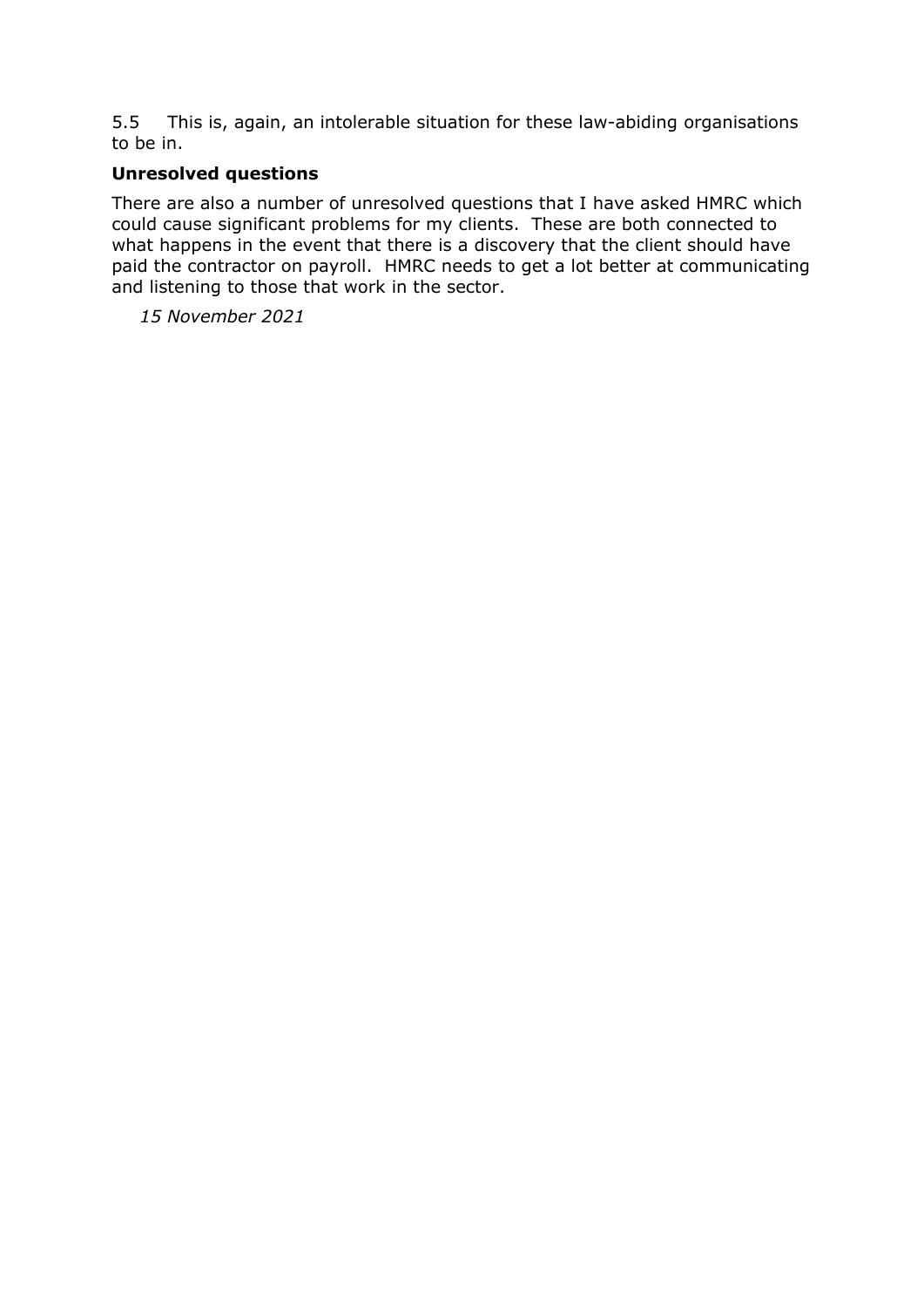5.5 This is, again, an intolerable situation for these law-abiding organisations to be in.

**Unresolved questions**

There are also a number of unresolved questions that I have asked HMRC which could cause significant problems for my clients. These are both connected to what happens in the event that there is a discovery that the client should have paid the contractor on payroll. HMRC needs to get a lot better at communicating and listening to those that work in the sector.

*15 November 2021*